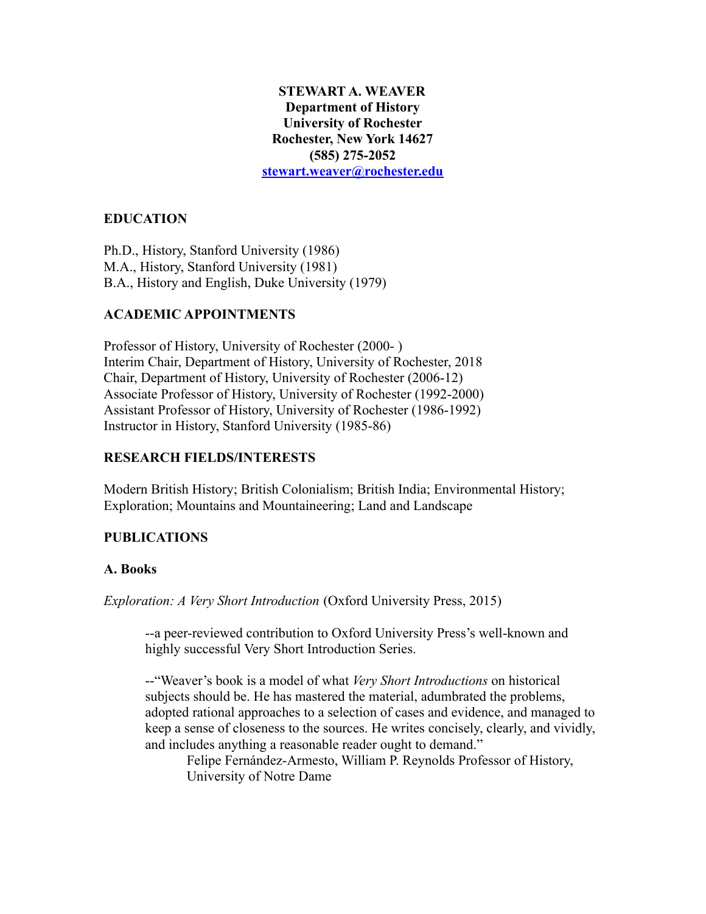**STEWART A. WEAVER**
**Department of History**
**University of Rochester**
**Rochester, New York 14627**
**(585) 275-2052**
**stewart.weaver@rochester.edu**

## EDUCATION

Ph.D., History, Stanford University (1986)
M.A., History, Stanford University (1981)
B.A., History and English, Duke University (1979)

## ACADEMIC APPOINTMENTS

Professor of History, University of Rochester (2000- )
Interim Chair, Department of History, University of Rochester, 2018
Chair, Department of History, University of Rochester (2006-12)
Associate Professor of History, University of Rochester (1992-2000)
Assistant Professor of History, University of Rochester (1986-1992)
Instructor in History, Stanford University (1985-86)

## RESEARCH FIELDS/INTERESTS

Modern British History; British Colonialism; British India; Environmental History; Exploration; Mountains and Mountaineering; Land and Landscape

## PUBLICATIONS

### A. Books

*Exploration: A Very Short Introduction* (Oxford University Press, 2015)

> --a peer-reviewed contribution to Oxford University Press's well-known and highly successful Very Short Introduction Series.
>
> --"Weaver's book is a model of what *Very Short Introductions* on historical subjects should be. He has mastered the material, adumbrated the problems, adopted rational approaches to a selection of cases and evidence, and managed to keep a sense of closeness to the sources. He writes concisely, clearly, and vividly, and includes anything a reasonable reader ought to demand."
>
> Felipe Fernández-Armesto, William P. Reynolds Professor of History, University of Notre Dame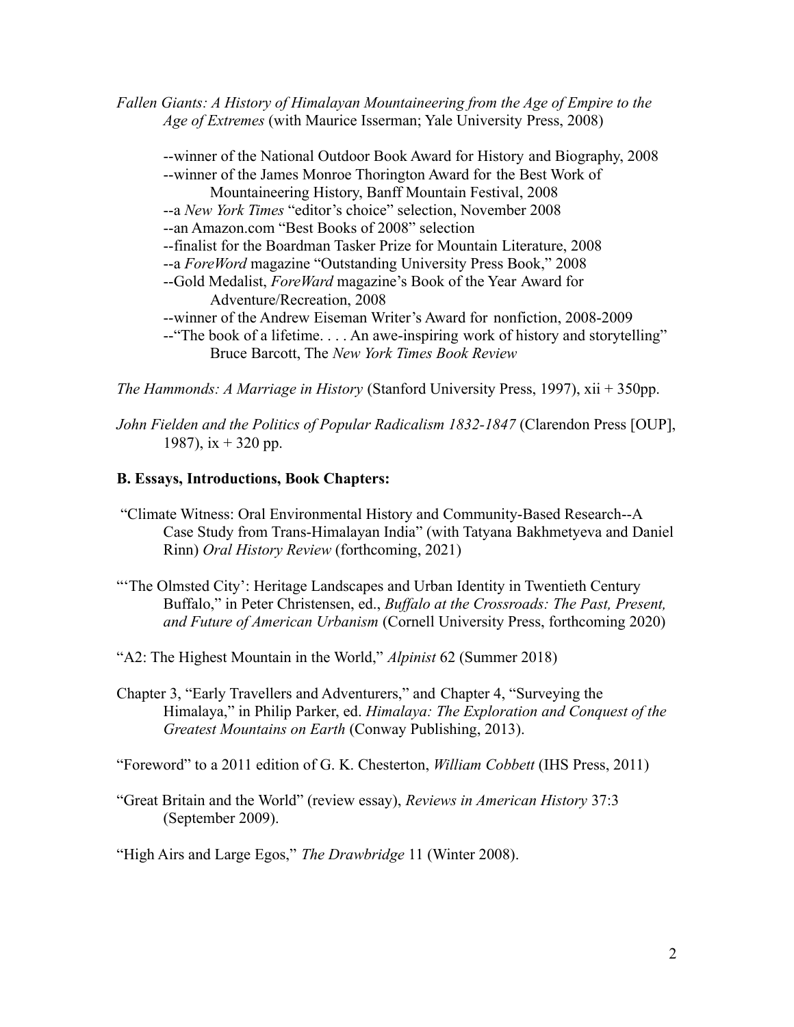*Fallen Giants: A History of Himalayan Mountaineering from the Age of Empire to the Age of Extremes* (with Maurice Isserman; Yale University Press, 2008)

--winner of the National Outdoor Book Award for History and Biography, 2008
--winner of the James Monroe Thorington Award for the Best Work of Mountaineering History, Banff Mountain Festival, 2008
--a *New York Times* "editor's choice" selection, November 2008
--an Amazon.com "Best Books of 2008" selection
--finalist for the Boardman Tasker Prize for Mountain Literature, 2008
--a *ForeWord* magazine "Outstanding University Press Book," 2008
--Gold Medalist, *ForeWard* magazine's Book of the Year Award for Adventure/Recreation, 2008
--winner of the Andrew Eiseman Writer's Award for nonfiction, 2008-2009
--"The book of a lifetime. . . . An awe-inspiring work of history and storytelling" Bruce Barcott, The *New York Times Book Review*

*The Hammonds: A Marriage in History* (Stanford University Press, 1997), xii + 350pp.

*John Fielden and the Politics of Popular Radicalism 1832-1847* (Clarendon Press [OUP], 1987), ix + 320 pp.

**B. Essays, Introductions, Book Chapters:**

"Climate Witness: Oral Environmental History and Community-Based Research--A Case Study from Trans-Himalayan India" (with Tatyana Bakhmetyeva and Daniel Rinn) *Oral History Review* (forthcoming, 2021)

"'The Olmsted City': Heritage Landscapes and Urban Identity in Twentieth Century Buffalo," in Peter Christensen, ed., *Buffalo at the Crossroads: The Past, Present, and Future of American Urbanism* (Cornell University Press, forthcoming 2020)

"A2: The Highest Mountain in the World," *Alpinist* 62 (Summer 2018)

Chapter 3, "Early Travellers and Adventurers," and Chapter 4, "Surveying the Himalaya," in Philip Parker, ed. *Himalaya: The Exploration and Conquest of the Greatest Mountains on Earth* (Conway Publishing, 2013).

"Foreword" to a 2011 edition of G. K. Chesterton, *William Cobbett* (IHS Press, 2011)

"Great Britain and the World" (review essay), *Reviews in American History* 37:3 (September 2009).

"High Airs and Large Egos," *The Drawbridge* 11 (Winter 2008).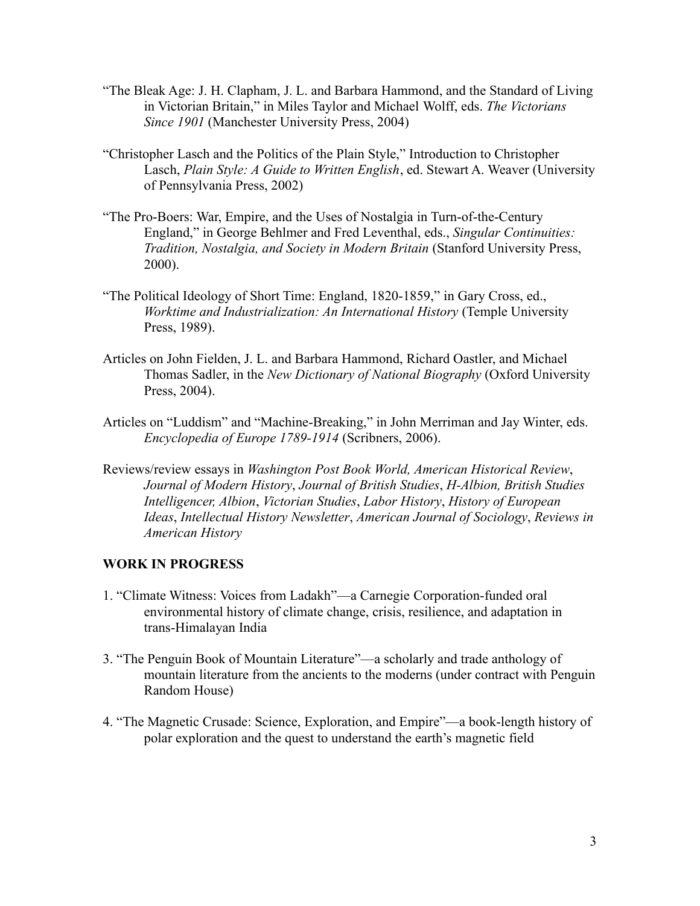"The Bleak Age: J. H. Clapham, J. L. and Barbara Hammond, and the Standard of Living in Victorian Britain," in Miles Taylor and Michael Wolff, eds. *The Victorians Since 1901* (Manchester University Press, 2004)

"Christopher Lasch and the Politics of the Plain Style," Introduction to Christopher Lasch, *Plain Style: A Guide to Written English*, ed. Stewart A. Weaver (University of Pennsylvania Press, 2002)

"The Pro-Boers: War, Empire, and the Uses of Nostalgia in Turn-of-the-Century England," in George Behlmer and Fred Leventhal, eds., *Singular Continuities: Tradition, Nostalgia, and Society in Modern Britain* (Stanford University Press, 2000).

"The Political Ideology of Short Time: England, 1820-1859," in Gary Cross, ed., *Worktime and Industrialization: An International History* (Temple University Press, 1989).

Articles on John Fielden, J. L. and Barbara Hammond, Richard Oastler, and Michael Thomas Sadler, in the *New Dictionary of National Biography* (Oxford University Press, 2004).

Articles on "Luddism" and "Machine-Breaking," in John Merriman and Jay Winter, eds. *Encyclopedia of Europe 1789-1914* (Scribners, 2006).

Reviews/review essays in *Washington Post Book World, American Historical Review*, *Journal of Modern History*, *Journal of British Studies*, *H-Albion, British Studies Intelligencer, Albion*, *Victorian Studies*, *Labor History*, *History of European Ideas*, *Intellectual History Newsletter*, *American Journal of Sociology*, *Reviews in American History*

**WORK IN PROGRESS**

1. "Climate Witness: Voices from Ladakh"—a Carnegie Corporation-funded oral environmental history of climate change, crisis, resilience, and adaptation in trans-Himalayan India

3. "The Penguin Book of Mountain Literature"—a scholarly and trade anthology of mountain literature from the ancients to the moderns (under contract with Penguin Random House)

4. "The Magnetic Crusade: Science, Exploration, and Empire"—a book-length history of polar exploration and the quest to understand the earth's magnetic field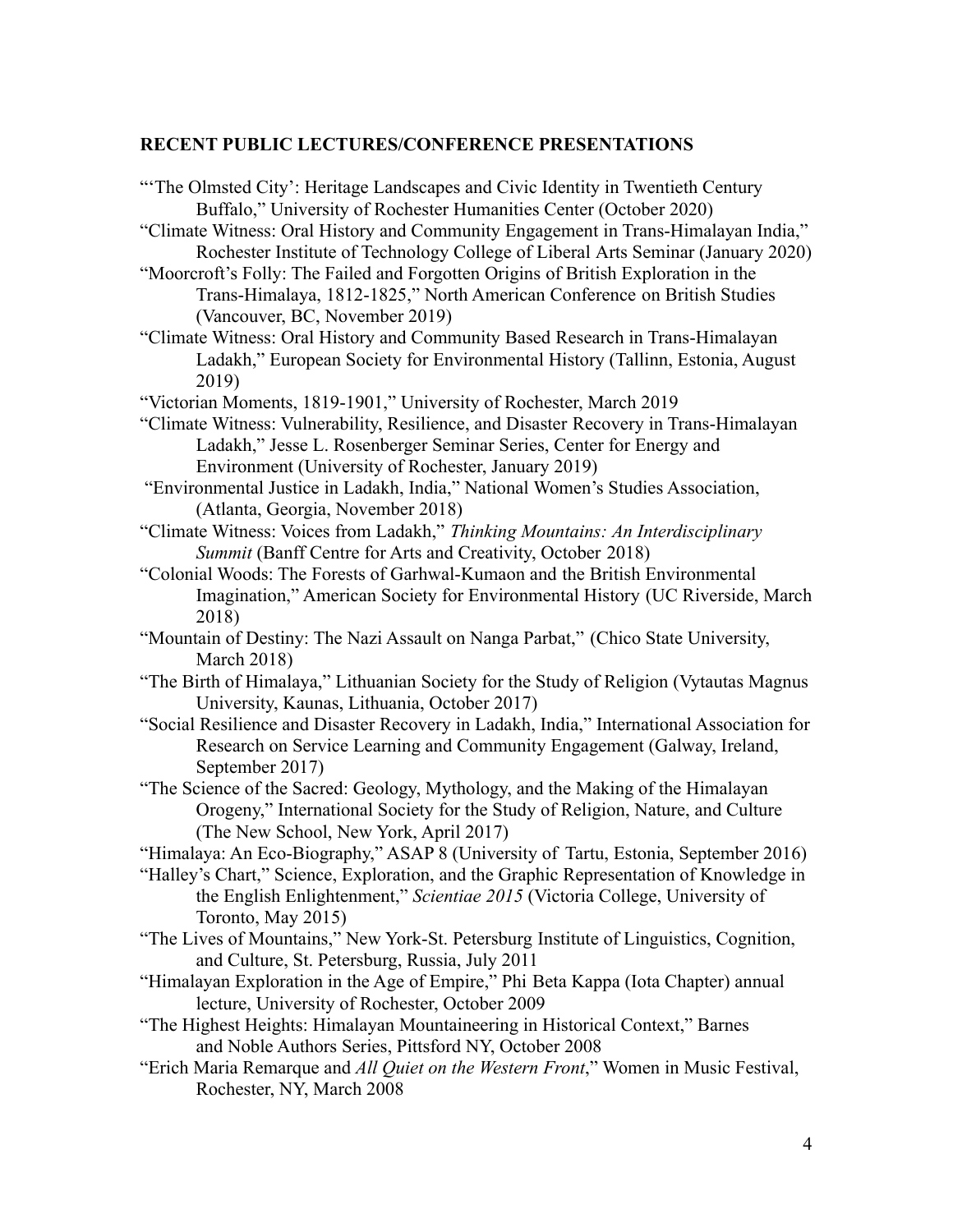**RECENT PUBLIC LECTURES/CONFERENCE PRESENTATIONS**

"'The Olmsted City': Heritage Landscapes and Civic Identity in Twentieth Century Buffalo," University of Rochester Humanities Center (October 2020)

"Climate Witness: Oral History and Community Engagement in Trans-Himalayan India," Rochester Institute of Technology College of Liberal Arts Seminar (January 2020)

"Moorcroft's Folly: The Failed and Forgotten Origins of British Exploration in the Trans-Himalaya, 1812-1825," North American Conference on British Studies (Vancouver, BC, November 2019)

"Climate Witness: Oral History and Community Based Research in Trans-Himalayan Ladakh," European Society for Environmental History (Tallinn, Estonia, August 2019)

"Victorian Moments, 1819-1901," University of Rochester, March 2019

"Climate Witness: Vulnerability, Resilience, and Disaster Recovery in Trans-Himalayan Ladakh," Jesse L. Rosenberger Seminar Series, Center for Energy and Environment (University of Rochester, January 2019)

"Environmental Justice in Ladakh, India," National Women's Studies Association, (Atlanta, Georgia, November 2018)

"Climate Witness: Voices from Ladakh," *Thinking Mountains: An Interdisciplinary Summit* (Banff Centre for Arts and Creativity, October 2018)

"Colonial Woods: The Forests of Garhwal-Kumaon and the British Environmental Imagination," American Society for Environmental History (UC Riverside, March 2018)

"Mountain of Destiny: The Nazi Assault on Nanga Parbat," (Chico State University, March 2018)

"The Birth of Himalaya," Lithuanian Society for the Study of Religion (Vytautas Magnus University, Kaunas, Lithuania, October 2017)

"Social Resilience and Disaster Recovery in Ladakh, India," International Association for Research on Service Learning and Community Engagement (Galway, Ireland, September 2017)

"The Science of the Sacred: Geology, Mythology, and the Making of the Himalayan Orogeny," International Society for the Study of Religion, Nature, and Culture (The New School, New York, April 2017)

"Himalaya: An Eco-Biography," ASAP 8 (University of Tartu, Estonia, September 2016)

"Halley's Chart," Science, Exploration, and the Graphic Representation of Knowledge in the English Enlightenment," *Scientiae 2015* (Victoria College, University of Toronto, May 2015)

"The Lives of Mountains," New York-St. Petersburg Institute of Linguistics, Cognition, and Culture, St. Petersburg, Russia, July 2011

"Himalayan Exploration in the Age of Empire," Phi Beta Kappa (Iota Chapter) annual lecture, University of Rochester, October 2009

"The Highest Heights: Himalayan Mountaineering in Historical Context," Barnes and Noble Authors Series, Pittsford NY, October 2008

"Erich Maria Remarque and *All Quiet on the Western Front*," Women in Music Festival, Rochester, NY, March 2008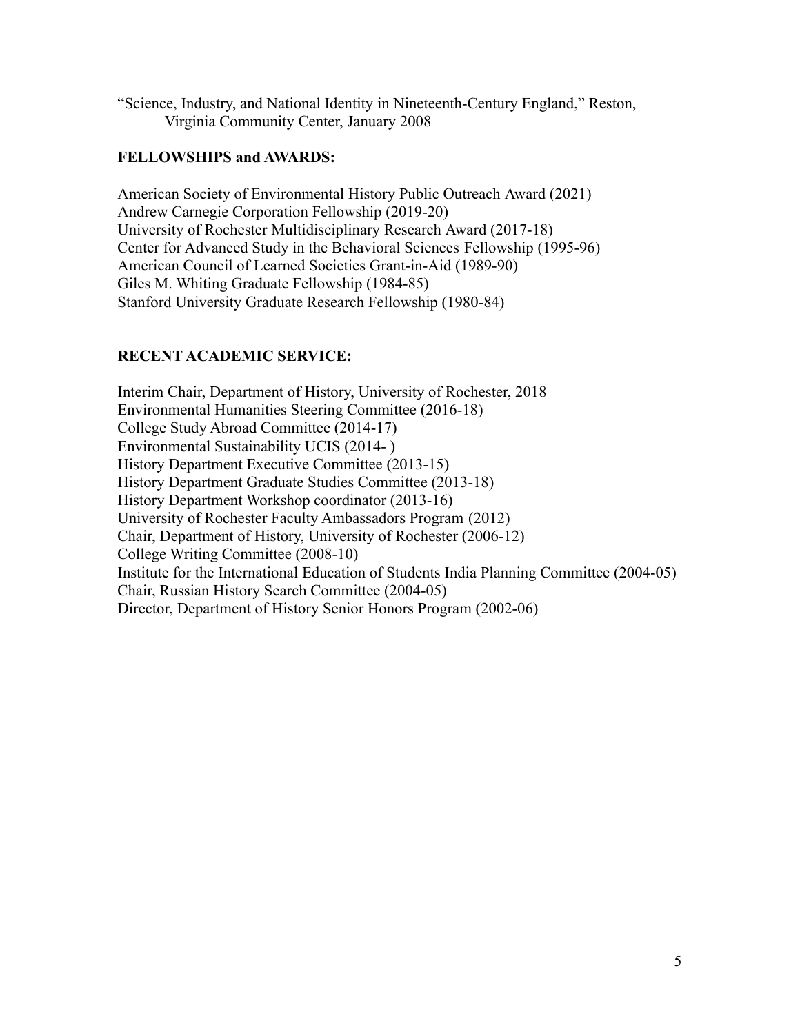"Science, Industry, and National Identity in Nineteenth-Century England," Reston, Virginia Community Center, January 2008

**FELLOWSHIPS and AWARDS:**

American Society of Environmental History Public Outreach Award (2021)
Andrew Carnegie Corporation Fellowship (2019-20)
University of Rochester Multidisciplinary Research Award (2017-18)
Center for Advanced Study in the Behavioral Sciences Fellowship (1995-96)
American Council of Learned Societies Grant-in-Aid (1989-90)
Giles M. Whiting Graduate Fellowship (1984-85)
Stanford University Graduate Research Fellowship (1980-84)

**RECENT ACADEMIC SERVICE:**

Interim Chair, Department of History, University of Rochester, 2018
Environmental Humanities Steering Committee (2016-18)
College Study Abroad Committee (2014-17)
Environmental Sustainability UCIS (2014- )
History Department Executive Committee (2013-15)
History Department Graduate Studies Committee (2013-18)
History Department Workshop coordinator (2013-16)
University of Rochester Faculty Ambassadors Program (2012)
Chair, Department of History, University of Rochester (2006-12)
College Writing Committee (2008-10)
Institute for the International Education of Students India Planning Committee (2004-05)
Chair, Russian History Search Committee (2004-05)
Director, Department of History Senior Honors Program (2002-06)